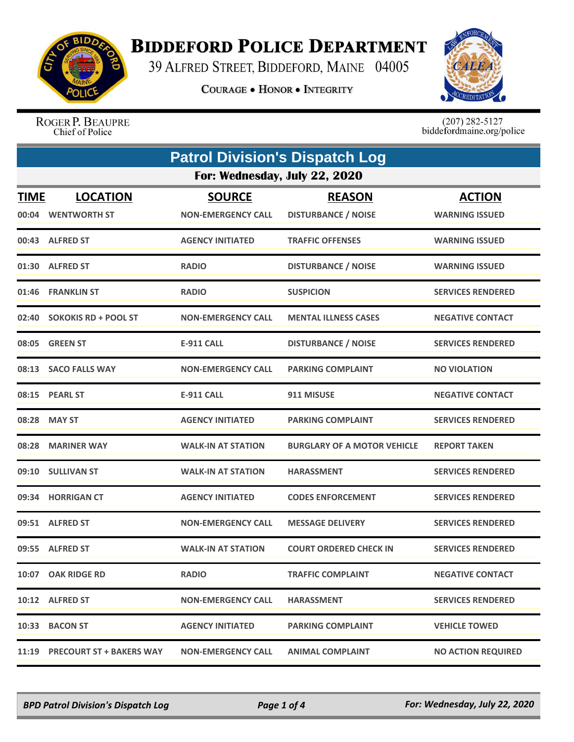# BIDDEFORD POLICE DEPARTMENT

39 ALFRED STREET, BIDDEFORD, MAINE 04005

COURAGE • HONOR • INTEGRITY

ROGER P. BEAUPRE
Chief of Police

(207) 282-5127
biddefordmaine.org/police

## Patrol Division's Dispatch Log

### For: Wednesday, July 22, 2020

| TIME | LOCATION | SOURCE | REASON | ACTION |
|---|---|---|---|---|
| 00:04 | WENTWORTH ST | NON-EMERGENCY CALL | DISTURBANCE / NOISE | WARNING ISSUED |
| 00:43 | ALFRED ST | AGENCY INITIATED | TRAFFIC OFFENSES | WARNING ISSUED |
| 01:30 | ALFRED ST | RADIO | DISTURBANCE / NOISE | WARNING ISSUED |
| 01:46 | FRANKLIN ST | RADIO | SUSPICION | SERVICES RENDERED |
| 02:40 | SOKOKIS RD + POOL ST | NON-EMERGENCY CALL | MENTAL ILLNESS CASES | NEGATIVE CONTACT |
| 08:05 | GREEN ST | E-911 CALL | DISTURBANCE / NOISE | SERVICES RENDERED |
| 08:13 | SACO FALLS WAY | NON-EMERGENCY CALL | PARKING COMPLAINT | NO VIOLATION |
| 08:15 | PEARL ST | E-911 CALL | 911 MISUSE | NEGATIVE CONTACT |
| 08:28 | MAY ST | AGENCY INITIATED | PARKING COMPLAINT | SERVICES RENDERED |
| 08:28 | MARINER WAY | WALK-IN AT STATION | BURGLARY OF A MOTOR VEHICLE | REPORT TAKEN |
| 09:10 | SULLIVAN ST | WALK-IN AT STATION | HARASSMENT | SERVICES RENDERED |
| 09:34 | HORRIGAN CT | AGENCY INITIATED | CODES ENFORCEMENT | SERVICES RENDERED |
| 09:51 | ALFRED ST | NON-EMERGENCY CALL | MESSAGE DELIVERY | SERVICES RENDERED |
| 09:55 | ALFRED ST | WALK-IN AT STATION | COURT ORDERED CHECK IN | SERVICES RENDERED |
| 10:07 | OAK RIDGE RD | RADIO | TRAFFIC COMPLAINT | NEGATIVE CONTACT |
| 10:12 | ALFRED ST | NON-EMERGENCY CALL | HARASSMENT | SERVICES RENDERED |
| 10:33 | BACON ST | AGENCY INITIATED | PARKING COMPLAINT | VEHICLE TOWED |
| 11:19 | PRECOURT ST + BAKERS WAY | NON-EMERGENCY CALL | ANIMAL COMPLAINT | NO ACTION REQUIRED |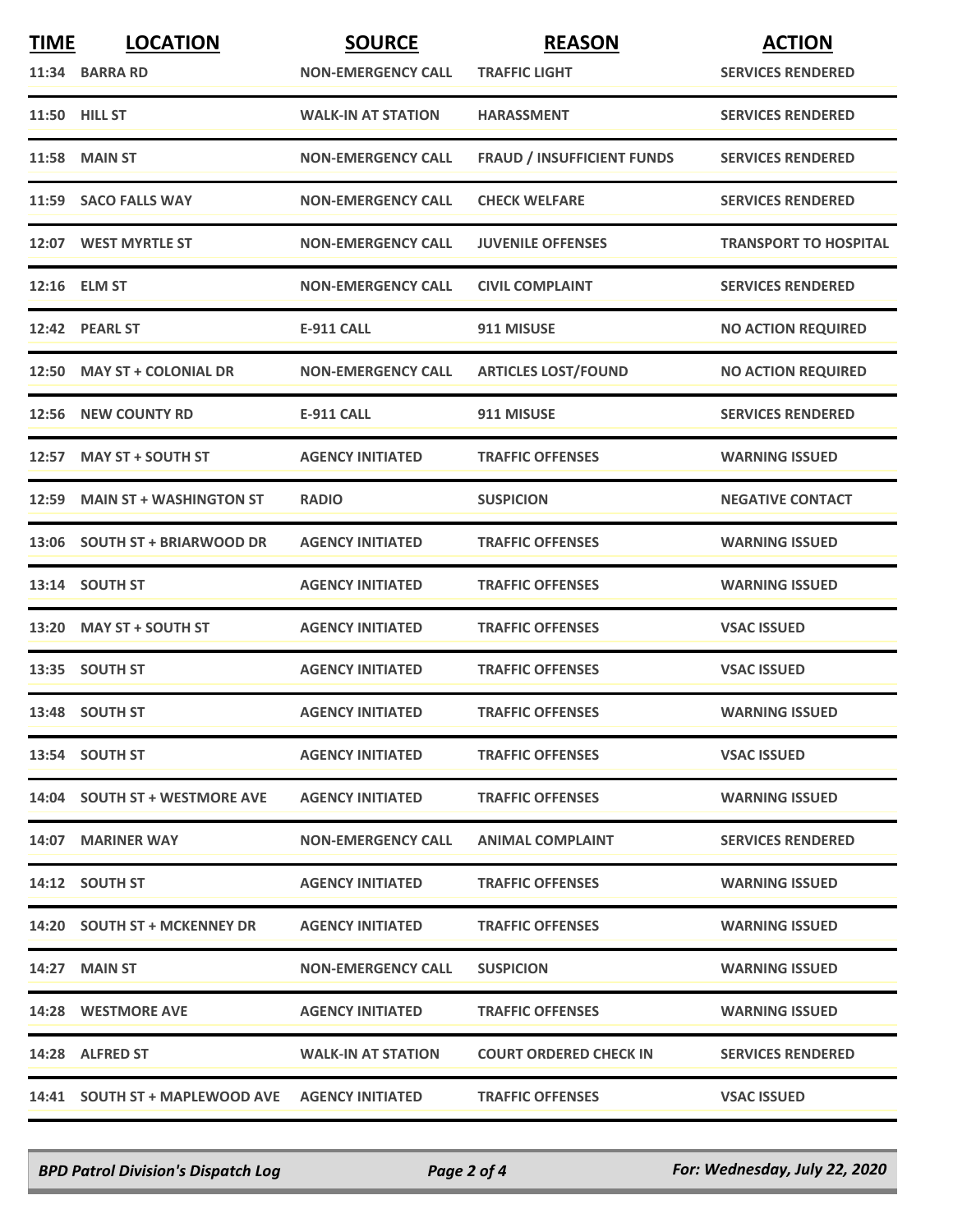| TIME | LOCATION | SOURCE | REASON | ACTION |
|---|---|---|---|---|
| 11:34 | BARRA RD | NON-EMERGENCY CALL | TRAFFIC LIGHT | SERVICES RENDERED |
| 11:50 | HILL ST | WALK-IN AT STATION | HARASSMENT | SERVICES RENDERED |
| 11:58 | MAIN ST | NON-EMERGENCY CALL | FRAUD / INSUFFICIENT FUNDS | SERVICES RENDERED |
| 11:59 | SACO FALLS WAY | NON-EMERGENCY CALL | CHECK WELFARE | SERVICES RENDERED |
| 12:07 | WEST MYRTLE ST | NON-EMERGENCY CALL | JUVENILE OFFENSES | TRANSPORT TO HOSPITAL |
| 12:16 | ELM ST | NON-EMERGENCY CALL | CIVIL COMPLAINT | SERVICES RENDERED |
| 12:42 | PEARL ST | E-911 CALL | 911 MISUSE | NO ACTION REQUIRED |
| 12:50 | MAY ST + COLONIAL DR | NON-EMERGENCY CALL | ARTICLES LOST/FOUND | NO ACTION REQUIRED |
| 12:56 | NEW COUNTY RD | E-911 CALL | 911 MISUSE | SERVICES RENDERED |
| 12:57 | MAY ST + SOUTH ST | AGENCY INITIATED | TRAFFIC OFFENSES | WARNING ISSUED |
| 12:59 | MAIN ST + WASHINGTON ST | RADIO | SUSPICION | NEGATIVE CONTACT |
| 13:06 | SOUTH ST + BRIARWOOD DR | AGENCY INITIATED | TRAFFIC OFFENSES | WARNING ISSUED |
| 13:14 | SOUTH ST | AGENCY INITIATED | TRAFFIC OFFENSES | WARNING ISSUED |
| 13:20 | MAY ST + SOUTH ST | AGENCY INITIATED | TRAFFIC OFFENSES | VSAC ISSUED |
| 13:35 | SOUTH ST | AGENCY INITIATED | TRAFFIC OFFENSES | VSAC ISSUED |
| 13:48 | SOUTH ST | AGENCY INITIATED | TRAFFIC OFFENSES | WARNING ISSUED |
| 13:54 | SOUTH ST | AGENCY INITIATED | TRAFFIC OFFENSES | VSAC ISSUED |
| 14:04 | SOUTH ST + WESTMORE AVE | AGENCY INITIATED | TRAFFIC OFFENSES | WARNING ISSUED |
| 14:07 | MARINER WAY | NON-EMERGENCY CALL | ANIMAL COMPLAINT | SERVICES RENDERED |
| 14:12 | SOUTH ST | AGENCY INITIATED | TRAFFIC OFFENSES | WARNING ISSUED |
| 14:20 | SOUTH ST + MCKENNEY DR | AGENCY INITIATED | TRAFFIC OFFENSES | WARNING ISSUED |
| 14:27 | MAIN ST | NON-EMERGENCY CALL | SUSPICION | WARNING ISSUED |
| 14:28 | WESTMORE AVE | AGENCY INITIATED | TRAFFIC OFFENSES | WARNING ISSUED |
| 14:28 | ALFRED ST | WALK-IN AT STATION | COURT ORDERED CHECK IN | SERVICES RENDERED |
| 14:41 | SOUTH ST + MAPLEWOOD AVE | AGENCY INITIATED | TRAFFIC OFFENSES | VSAC ISSUED |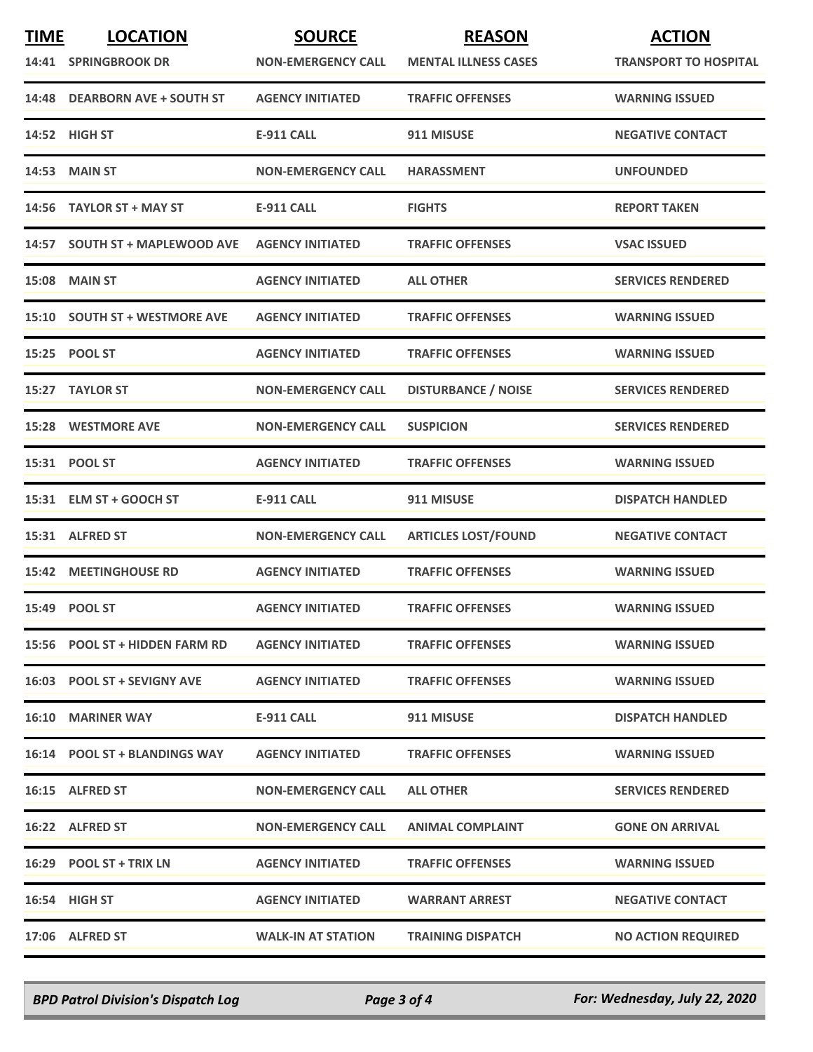| TIME | LOCATION | SOURCE | REASON | ACTION |
|---|---|---|---|---|
| 14:41 | SPRINGBROOK DR | NON-EMERGENCY CALL | MENTAL ILLNESS CASES | TRANSPORT TO HOSPITAL |
| 14:48 | DEARBORN AVE + SOUTH ST | AGENCY INITIATED | TRAFFIC OFFENSES | WARNING ISSUED |
| 14:52 | HIGH ST | E-911 CALL | 911 MISUSE | NEGATIVE CONTACT |
| 14:53 | MAIN ST | NON-EMERGENCY CALL | HARASSMENT | UNFOUNDED |
| 14:56 | TAYLOR ST + MAY ST | E-911 CALL | FIGHTS | REPORT TAKEN |
| 14:57 | SOUTH ST + MAPLEWOOD AVE | AGENCY INITIATED | TRAFFIC OFFENSES | VSAC ISSUED |
| 15:08 | MAIN ST | AGENCY INITIATED | ALL OTHER | SERVICES RENDERED |
| 15:10 | SOUTH ST + WESTMORE AVE | AGENCY INITIATED | TRAFFIC OFFENSES | WARNING ISSUED |
| 15:25 | POOL ST | AGENCY INITIATED | TRAFFIC OFFENSES | WARNING ISSUED |
| 15:27 | TAYLOR ST | NON-EMERGENCY CALL | DISTURBANCE / NOISE | SERVICES RENDERED |
| 15:28 | WESTMORE AVE | NON-EMERGENCY CALL | SUSPICION | SERVICES RENDERED |
| 15:31 | POOL ST | AGENCY INITIATED | TRAFFIC OFFENSES | WARNING ISSUED |
| 15:31 | ELM ST + GOOCH ST | E-911 CALL | 911 MISUSE | DISPATCH HANDLED |
| 15:31 | ALFRED ST | NON-EMERGENCY CALL | ARTICLES LOST/FOUND | NEGATIVE CONTACT |
| 15:42 | MEETINGHOUSE RD | AGENCY INITIATED | TRAFFIC OFFENSES | WARNING ISSUED |
| 15:49 | POOL ST | AGENCY INITIATED | TRAFFIC OFFENSES | WARNING ISSUED |
| 15:56 | POOL ST + HIDDEN FARM RD | AGENCY INITIATED | TRAFFIC OFFENSES | WARNING ISSUED |
| 16:03 | POOL ST + SEVIGNY AVE | AGENCY INITIATED | TRAFFIC OFFENSES | WARNING ISSUED |
| 16:10 | MARINER WAY | E-911 CALL | 911 MISUSE | DISPATCH HANDLED |
| 16:14 | POOL ST + BLANDINGS WAY | AGENCY INITIATED | TRAFFIC OFFENSES | WARNING ISSUED |
| 16:15 | ALFRED ST | NON-EMERGENCY CALL | ALL OTHER | SERVICES RENDERED |
| 16:22 | ALFRED ST | NON-EMERGENCY CALL | ANIMAL COMPLAINT | GONE ON ARRIVAL |
| 16:29 | POOL ST + TRIX LN | AGENCY INITIATED | TRAFFIC OFFENSES | WARNING ISSUED |
| 16:54 | HIGH ST | AGENCY INITIATED | WARRANT ARREST | NEGATIVE CONTACT |
| 17:06 | ALFRED ST | WALK-IN AT STATION | TRAINING DISPATCH | NO ACTION REQUIRED |

*BPD Patrol Division's Dispatch Log* — *For: Wednesday, July 22, 2020*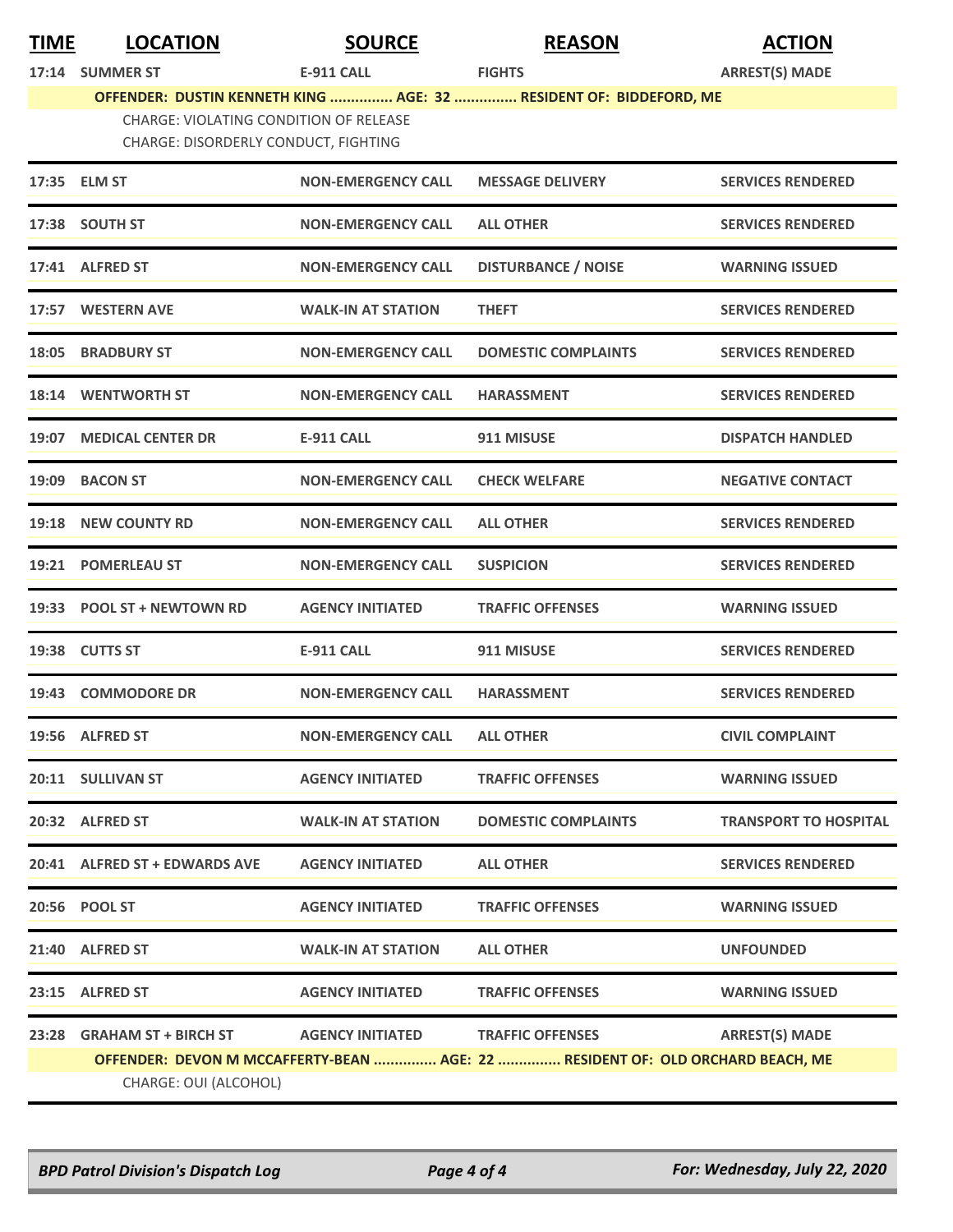| TIME | LOCATION | SOURCE | REASON | ACTION |
|---|---|---|---|---|
| 17:14 | SUMMER ST | E-911 CALL | FIGHTS | ARREST(S) MADE |
| | **OFFENDER: DUSTIN KENNETH KING ............... AGE: 32 ............... RESIDENT OF: BIDDEFORD, ME** | | | |
| | CHARGE: VIOLATING CONDITION OF RELEASE | | | |
| | CHARGE: DISORDERLY CONDUCT, FIGHTING | | | |
| 17:35 | ELM ST | NON-EMERGENCY CALL | MESSAGE DELIVERY | SERVICES RENDERED |
| 17:38 | SOUTH ST | NON-EMERGENCY CALL | ALL OTHER | SERVICES RENDERED |
| 17:41 | ALFRED ST | NON-EMERGENCY CALL | DISTURBANCE / NOISE | WARNING ISSUED |
| 17:57 | WESTERN AVE | WALK-IN AT STATION | THEFT | SERVICES RENDERED |
| 18:05 | BRADBURY ST | NON-EMERGENCY CALL | DOMESTIC COMPLAINTS | SERVICES RENDERED |
| 18:14 | WENTWORTH ST | NON-EMERGENCY CALL | HARASSMENT | SERVICES RENDERED |
| 19:07 | MEDICAL CENTER DR | E-911 CALL | 911 MISUSE | DISPATCH HANDLED |
| 19:09 | BACON ST | NON-EMERGENCY CALL | CHECK WELFARE | NEGATIVE CONTACT |
| 19:18 | NEW COUNTY RD | NON-EMERGENCY CALL | ALL OTHER | SERVICES RENDERED |
| 19:21 | POMERLEAU ST | NON-EMERGENCY CALL | SUSPICION | SERVICES RENDERED |
| 19:33 | POOL ST + NEWTOWN RD | AGENCY INITIATED | TRAFFIC OFFENSES | WARNING ISSUED |
| 19:38 | CUTTS ST | E-911 CALL | 911 MISUSE | SERVICES RENDERED |
| 19:43 | COMMODORE DR | NON-EMERGENCY CALL | HARASSMENT | SERVICES RENDERED |
| 19:56 | ALFRED ST | NON-EMERGENCY CALL | ALL OTHER | CIVIL COMPLAINT |
| 20:11 | SULLIVAN ST | AGENCY INITIATED | TRAFFIC OFFENSES | WARNING ISSUED |
| 20:32 | ALFRED ST | WALK-IN AT STATION | DOMESTIC COMPLAINTS | TRANSPORT TO HOSPITAL |
| 20:41 | ALFRED ST + EDWARDS AVE | AGENCY INITIATED | ALL OTHER | SERVICES RENDERED |
| 20:56 | POOL ST | AGENCY INITIATED | TRAFFIC OFFENSES | WARNING ISSUED |
| 21:40 | ALFRED ST | WALK-IN AT STATION | ALL OTHER | UNFOUNDED |
| 23:15 | ALFRED ST | AGENCY INITIATED | TRAFFIC OFFENSES | WARNING ISSUED |
| 23:28 | GRAHAM ST + BIRCH ST | AGENCY INITIATED | TRAFFIC OFFENSES | ARREST(S) MADE |
| | **OFFENDER: DEVON M MCCAFFERTY-BEAN ............... AGE: 22 ............... RESIDENT OF: OLD ORCHARD BEACH, ME** | | | |
| | CHARGE: OUI (ALCOHOL) | | | |